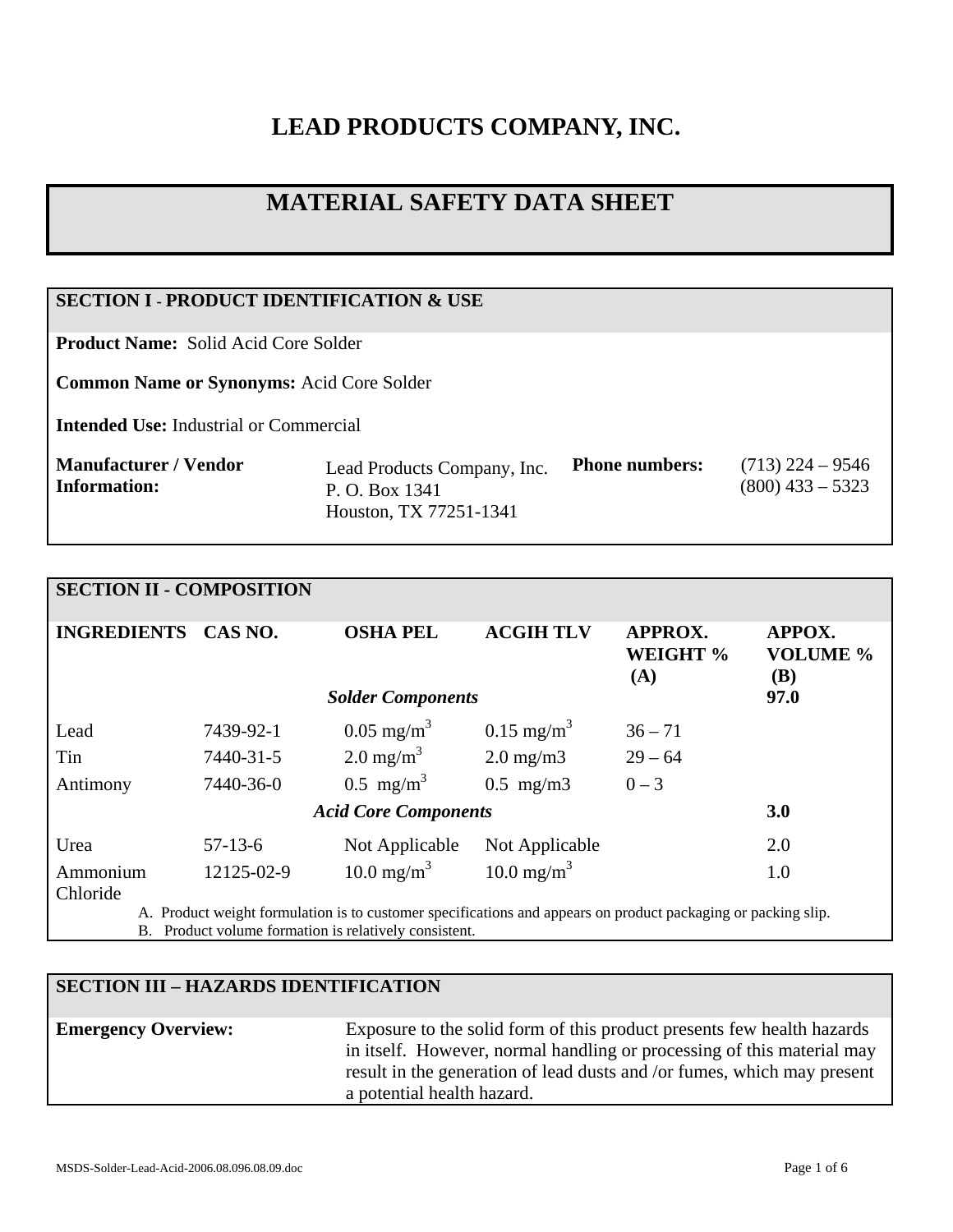# LEAD PRODUCTS COMPANY, INC.

# MATERIAL SAFETY DATA SHEET

## SECTION I - PRODUCT IDENTIFICATION & USE

**Product Name:** Solid Acid Core Solder

**Common Name or Synonyms:** Acid Core Solder

**Intended Use:** Industrial or Commercial

| **Manufacturer / Vendor Information:** | Lead Products Company, Inc.<br>P. O. Box 1341<br>Houston, TX 77251-1341 | **Phone numbers:** | (713) 224 – 9546<br>(800) 433 – 5323 |
|---|---|---|---|

## SECTION II - COMPOSITION

| INGREDIENTS | CAS NO. | OSHA PEL | ACGIH TLV | APPROX. WEIGHT % (A) | APPOX. VOLUME % (B) |
|---|---|---|---|---|---|
| | | ***Solder Components*** | | | **97.0** |
| Lead | 7439-92-1 | 0.05 mg/m$^3$ | 0.15 mg/m$^3$ | 36 – 71 | |
| Tin | 7440-31-5 | 2.0 mg/m$^3$ | 2.0 mg/m3 | 29 – 64 | |
| Antimony | 7440-36-0 | 0.5 mg/m$^3$ | 0.5 mg/m3 | 0 – 3 | |
| | | ***Acid Core Components*** | | | **3.0** |
| Urea | 57-13-6 | Not Applicable | Not Applicable | | 2.0 |
| Ammonium Chloride | 12125-02-9 | 10.0 mg/m$^3$ | 10.0 mg/m$^3$ | | 1.0 |

A. Product weight formulation is to customer specifications and appears on product packaging or packing slip.
B. Product volume formation is relatively consistent.

## SECTION III – HAZARDS IDENTIFICATION

**Emergency Overview:** Exposure to the solid form of this product presents few health hazards in itself. However, normal handling or processing of this material may result in the generation of lead dusts and /or fumes, which may present a potential health hazard.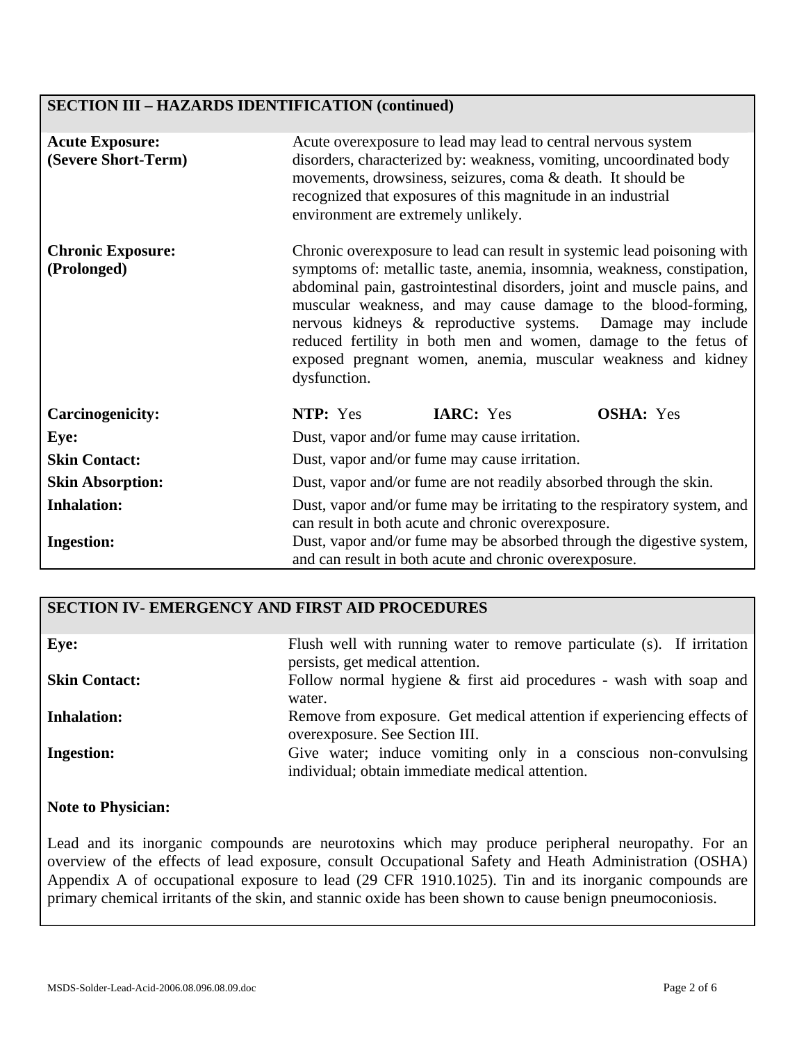## SECTION III – HAZARDS IDENTIFICATION (continued)

| | |
|---|---|
| **Acute Exposure: (Severe Short-Term)** | Acute overexposure to lead may lead to central nervous system disorders, characterized by: weakness, vomiting, uncoordinated body movements, drowsiness, seizures, coma & death. It should be recognized that exposures of this magnitude in an industrial environment are extremely unlikely. |
| **Chronic Exposure: (Prolonged)** | Chronic overexposure to lead can result in systemic lead poisoning with symptoms of: metallic taste, anemia, insomnia, weakness, constipation, abdominal pain, gastrointestinal disorders, joint and muscle pains, and muscular weakness, and may cause damage to the blood-forming, nervous kidneys & reproductive systems. Damage may include reduced fertility in both men and women, damage to the fetus of exposed pregnant women, anemia, muscular weakness and kidney dysfunction. |
| **Carcinogenicity:** | **NTP:** Yes **IARC:** Yes **OSHA:** Yes |
| **Eye:** | Dust, vapor and/or fume may cause irritation. |
| **Skin Contact:** | Dust, vapor and/or fume may cause irritation. |
| **Skin Absorption:** | Dust, vapor and/or fume are not readily absorbed through the skin. |
| **Inhalation:** | Dust, vapor and/or fume may be irritating to the respiratory system, and can result in both acute and chronic overexposure. |
| **Ingestion:** | Dust, vapor and/or fume may be absorbed through the digestive system, and can result in both acute and chronic overexposure. |

## SECTION IV- EMERGENCY AND FIRST AID PROCEDURES

| | |
|---|---|
| **Eye:** | Flush well with running water to remove particulate (s). If irritation persists, get medical attention. |
| **Skin Contact:** | Follow normal hygiene & first aid procedures - wash with soap and water. |
| **Inhalation:** | Remove from exposure. Get medical attention if experiencing effects of overexposure. See Section III. |
| **Ingestion:** | Give water; induce vomiting only in a conscious non-convulsing individual; obtain immediate medical attention. |

**Note to Physician:**

Lead and its inorganic compounds are neurotoxins which may produce peripheral neuropathy. For an overview of the effects of lead exposure, consult Occupational Safety and Heath Administration (OSHA) Appendix A of occupational exposure to lead (29 CFR 1910.1025). Tin and its inorganic compounds are primary chemical irritants of the skin, and stannic oxide has been shown to cause benign pneumoconiosis.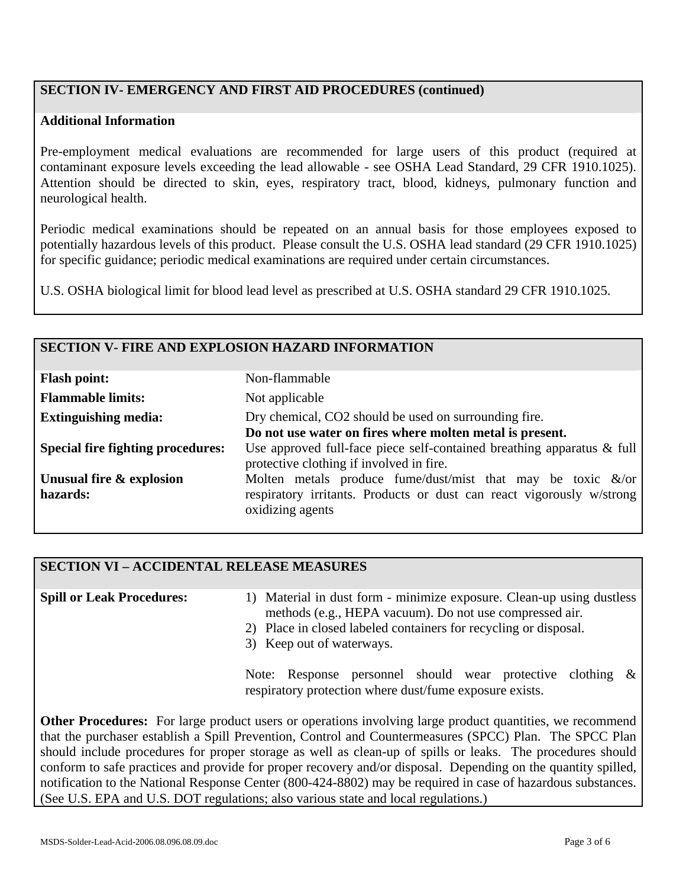## SECTION IV- EMERGENCY AND FIRST AID PROCEDURES (continued)

**Additional Information**

Pre-employment medical evaluations are recommended for large users of this product (required at contaminant exposure levels exceeding the lead allowable - see OSHA Lead Standard, 29 CFR 1910.1025). Attention should be directed to skin, eyes, respiratory tract, blood, kidneys, pulmonary function and neurological health.

Periodic medical examinations should be repeated on an annual basis for those employees exposed to potentially hazardous levels of this product. Please consult the U.S. OSHA lead standard (29 CFR 1910.1025) for specific guidance; periodic medical examinations are required under certain circumstances.

U.S. OSHA biological limit for blood lead level as prescribed at U.S. OSHA standard 29 CFR 1910.1025.

## SECTION V- FIRE AND EXPLOSION HAZARD INFORMATION

| | |
|---|---|
| **Flash point:** | Non-flammable |
| **Flammable limits:** | Not applicable |
| **Extinguishing media:** | Dry chemical, $CO_2$ should be used on surrounding fire. **Do not use water on fires where molten metal is present.** |
| **Special fire fighting procedures:** | Use approved full-face piece self-contained breathing apparatus & full protective clothing if involved in fire. |
| **Unusual fire & explosion hazards:** | Molten metals produce fume/dust/mist that may be toxic &/or respiratory irritants. Products or dust can react vigorously w/strong oxidizing agents |

## SECTION VI – ACCIDENTAL RELEASE MEASURES

**Spill or Leak Procedures:**

1) Material in dust form - minimize exposure. Clean-up using dustless methods (e.g., HEPA vacuum). Do not use compressed air.
2) Place in closed labeled containers for recycling or disposal.
3) Keep out of waterways.

Note: Response personnel should wear protective clothing & respiratory protection where dust/fume exposure exists.

**Other Procedures:** For large product users or operations involving large product quantities, we recommend that the purchaser establish a Spill Prevention, Control and Countermeasures (SPCC) Plan. The SPCC Plan should include procedures for proper storage as well as clean-up of spills or leaks. The procedures should conform to safe practices and provide for proper recovery and/or disposal. Depending on the quantity spilled, notification to the National Response Center (800-424-8802) may be required in case of hazardous substances. (See U.S. EPA and U.S. DOT regulations; also various state and local regulations.)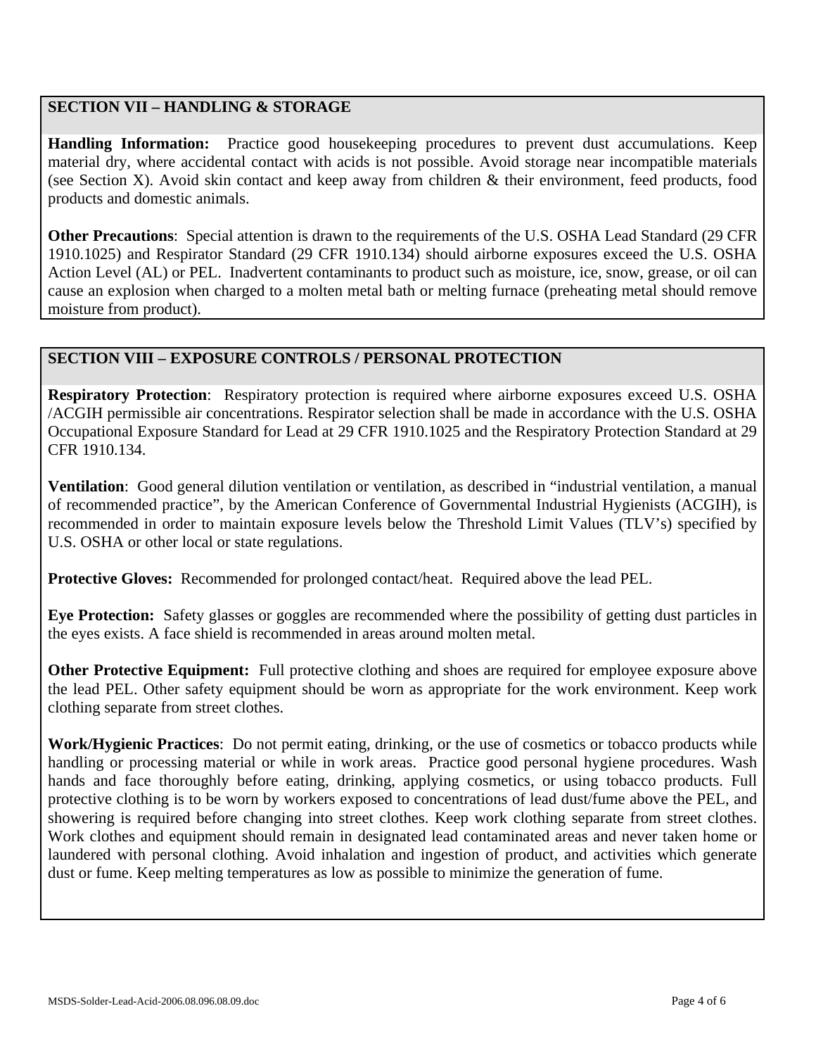## SECTION VII – HANDLING & STORAGE

**Handling Information:** Practice good housekeeping procedures to prevent dust accumulations. Keep material dry, where accidental contact with acids is not possible. Avoid storage near incompatible materials (see Section X). Avoid skin contact and keep away from children & their environment, feed products, food products and domestic animals.

**Other Precautions**: Special attention is drawn to the requirements of the U.S. OSHA Lead Standard (29 CFR 1910.1025) and Respirator Standard (29 CFR 1910.134) should airborne exposures exceed the U.S. OSHA Action Level (AL) or PEL. Inadvertent contaminants to product such as moisture, ice, snow, grease, or oil can cause an explosion when charged to a molten metal bath or melting furnace (preheating metal should remove moisture from product).

## SECTION VIII – EXPOSURE CONTROLS / PERSONAL PROTECTION

**Respiratory Protection**: Respiratory protection is required where airborne exposures exceed U.S. OSHA /ACGIH permissible air concentrations. Respirator selection shall be made in accordance with the U.S. OSHA Occupational Exposure Standard for Lead at 29 CFR 1910.1025 and the Respiratory Protection Standard at 29 CFR 1910.134.

**Ventilation**: Good general dilution ventilation or ventilation, as described in "industrial ventilation, a manual of recommended practice", by the American Conference of Governmental Industrial Hygienists (ACGIH), is recommended in order to maintain exposure levels below the Threshold Limit Values (TLV's) specified by U.S. OSHA or other local or state regulations.

**Protective Gloves:** Recommended for prolonged contact/heat. Required above the lead PEL.

**Eye Protection:** Safety glasses or goggles are recommended where the possibility of getting dust particles in the eyes exists. A face shield is recommended in areas around molten metal.

**Other Protective Equipment:** Full protective clothing and shoes are required for employee exposure above the lead PEL. Other safety equipment should be worn as appropriate for the work environment. Keep work clothing separate from street clothes.

**Work/Hygienic Practices**: Do not permit eating, drinking, or the use of cosmetics or tobacco products while handling or processing material or while in work areas. Practice good personal hygiene procedures. Wash hands and face thoroughly before eating, drinking, applying cosmetics, or using tobacco products. Full protective clothing is to be worn by workers exposed to concentrations of lead dust/fume above the PEL, and showering is required before changing into street clothes. Keep work clothing separate from street clothes. Work clothes and equipment should remain in designated lead contaminated areas and never taken home or laundered with personal clothing. Avoid inhalation and ingestion of product, and activities which generate dust or fume. Keep melting temperatures as low as possible to minimize the generation of fume.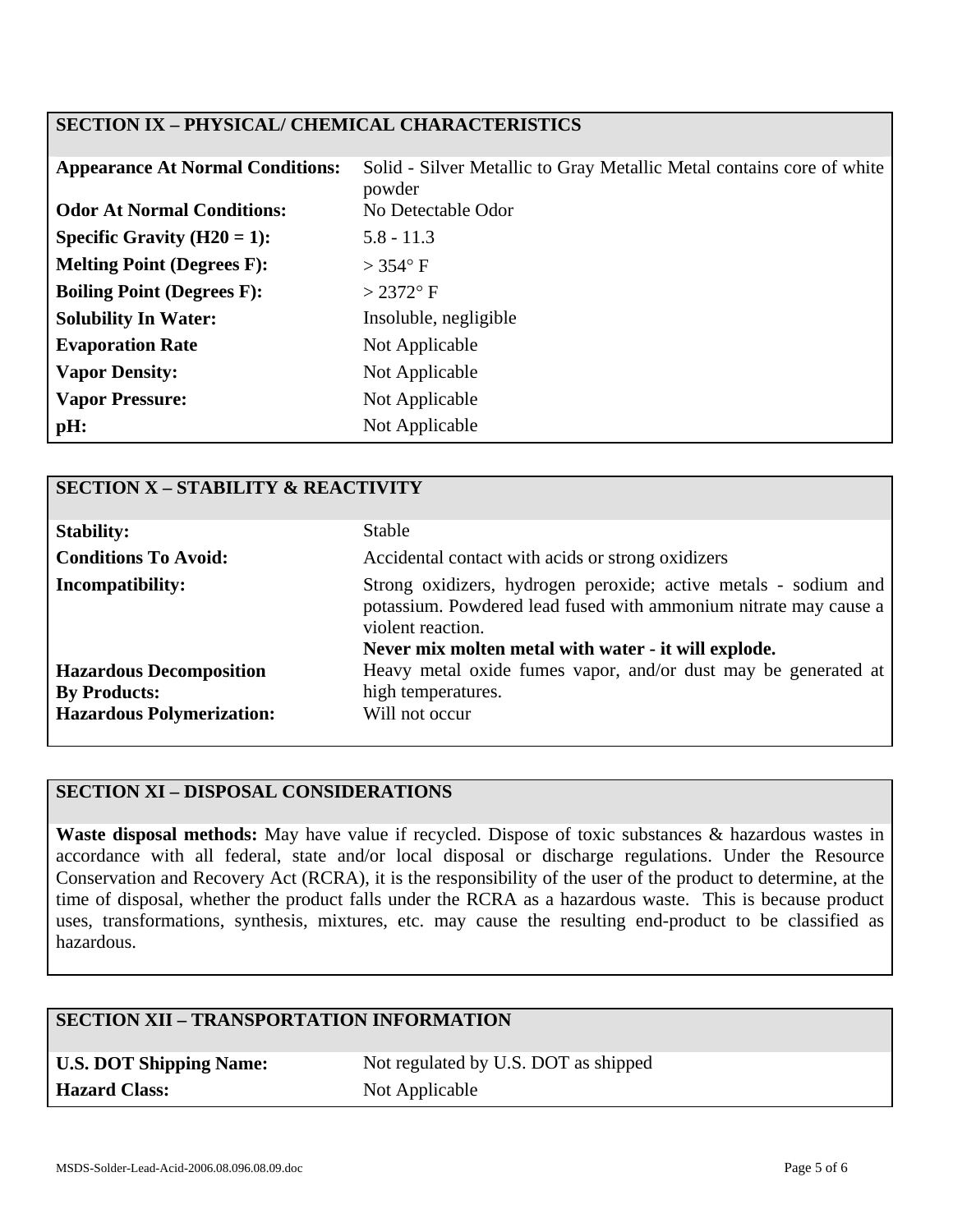## SECTION IX – PHYSICAL/ CHEMICAL CHARACTERISTICS

| | |
|---|---|
| **Appearance At Normal Conditions:** | Solid - Silver Metallic to Gray Metallic Metal contains core of white powder |
| **Odor At Normal Conditions:** | No Detectable Odor |
| **Specific Gravity (H20 = 1):** | 5.8 - 11.3 |
| **Melting Point (Degrees F):** | > 354° F |
| **Boiling Point (Degrees F):** | > 2372° F |
| **Solubility In Water:** | Insoluble, negligible |
| **Evaporation Rate** | Not Applicable |
| **Vapor Density:** | Not Applicable |
| **Vapor Pressure:** | Not Applicable |
| **pH:** | Not Applicable |

## SECTION X – STABILITY & REACTIVITY

| | |
|---|---|
| **Stability:** | Stable |
| **Conditions To Avoid:** | Accidental contact with acids or strong oxidizers |
| **Incompatibility:** | Strong oxidizers, hydrogen peroxide; active metals - sodium and potassium. Powdered lead fused with ammonium nitrate may cause a violent reaction. **Never mix molten metal with water - it will explode.** |
| **Hazardous Decomposition By Products:** | Heavy metal oxide fumes vapor, and/or dust may be generated at high temperatures. |
| **Hazardous Polymerization:** | Will not occur |

## SECTION XI – DISPOSAL CONSIDERATIONS

**Waste disposal methods:** May have value if recycled. Dispose of toxic substances & hazardous wastes in accordance with all federal, state and/or local disposal or discharge regulations. Under the Resource Conservation and Recovery Act (RCRA), it is the responsibility of the user of the product to determine, at the time of disposal, whether the product falls under the RCRA as a hazardous waste. This is because product uses, transformations, synthesis, mixtures, etc. may cause the resulting end-product to be classified as hazardous.

## SECTION XII – TRANSPORTATION INFORMATION

| | |
|---|---|
| **U.S. DOT Shipping Name:** | Not regulated by U.S. DOT as shipped |
| **Hazard Class:** | Not Applicable |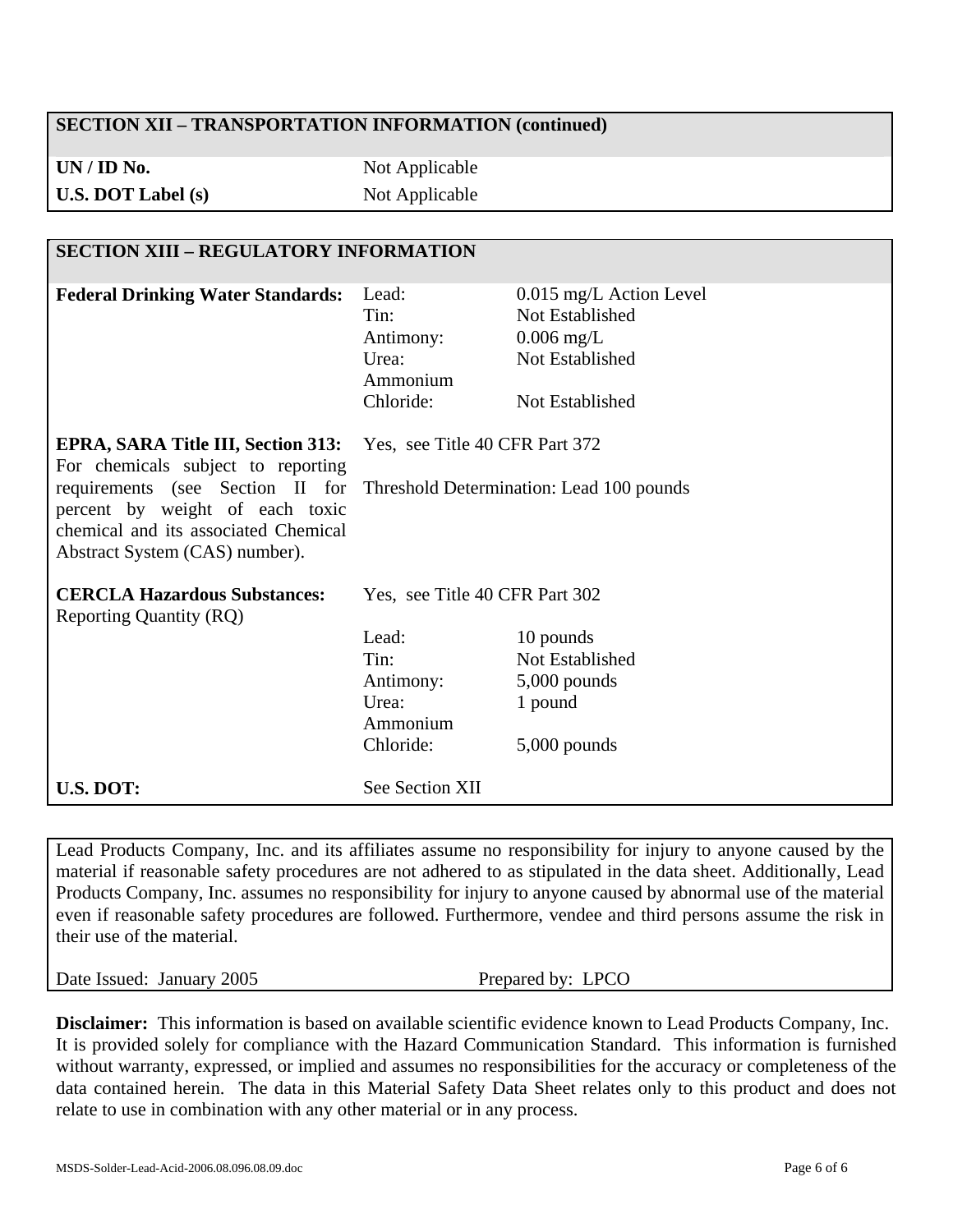## SECTION XII – TRANSPORTATION INFORMATION (continued)

| | |
|---|---|
| **UN / ID No.** | Not Applicable |
| **U.S. DOT Label (s)** | Not Applicable |

## SECTION XIII – REGULATORY INFORMATION

| | | |
|---|---|---|
| **Federal Drinking Water Standards:** | Lead: | 0.015 mg/L Action Level |
| | Tin: | Not Established |
| | Antimony: | 0.006 mg/L |
| | Urea: | Not Established |
| | Ammonium Chloride: | Not Established |
| **EPRA, SARA Title III, Section 313:** For chemicals subject to reporting requirements (see Section II for percent by weight of each toxic chemical and its associated Chemical Abstract System (CAS) number). | Yes, see Title 40 CFR Part 372<br><br>Threshold Determination: Lead 100 pounds | |
| **CERCLA Hazardous Substances:** Reporting Quantity (RQ) | Yes, see Title 40 CFR Part 302 | |
| | Lead: | 10 pounds |
| | Tin: | Not Established |
| | Antimony: | 5,000 pounds |
| | Urea: | 1 pound |
| | Ammonium Chloride: | 5,000 pounds |
| **U.S. DOT:** | See Section XII | |

Lead Products Company, Inc. and its affiliates assume no responsibility for injury to anyone caused by the material if reasonable safety procedures are not adhered to as stipulated in the data sheet. Additionally, Lead Products Company, Inc. assumes no responsibility for injury to anyone caused by abnormal use of the material even if reasonable safety procedures are followed. Furthermore, vendee and third persons assume the risk in their use of the material.

Date Issued: January 2005 Prepared by: LPCO

**Disclaimer:** This information is based on available scientific evidence known to Lead Products Company, Inc. It is provided solely for compliance with the Hazard Communication Standard. This information is furnished without warranty, expressed, or implied and assumes no responsibilities for the accuracy or completeness of the data contained herein. The data in this Material Safety Data Sheet relates only to this product and does not relate to use in combination with any other material or in any process.